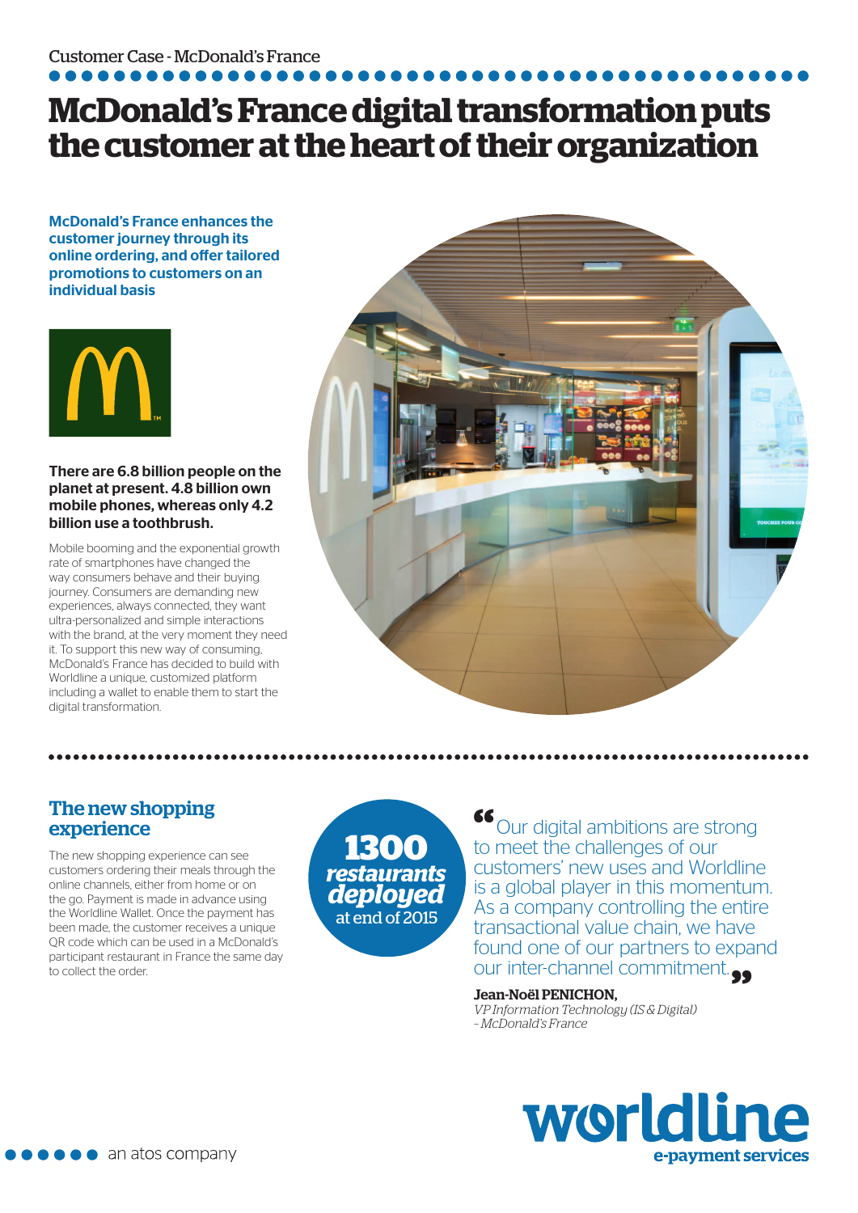Customer Case - McDonald's France

# McDonald's France digital transformation puts the customer at the heart of their organization

**McDonald's France enhances the customer journey through its online ordering, and offer tailored promotions to customers on an individual basis**

**There are 6.8 billion people on the planet at present. 4.8 billion own mobile phones, whereas only 4.2 billion use a toothbrush.**

Mobile booming and the exponential growth rate of smartphones have changed the way consumers behave and their buying journey. Consumers are demanding new experiences, always connected, they want ultra-personalized and simple interactions with the brand, at the very moment they need it. To support this new way of consuming, McDonald's France has decided to build with Worldline a unique, customized platform including a wallet to enable them to start the digital transformation.

## The new shopping experience

The new shopping experience can see customers ordering their meals through the online channels, either from home or on the go. Payment is made in advance using the Worldline Wallet. Once the payment has been made, the customer receives a unique QR code which can be used in a McDonald's participant restaurant in France the same day to collect the order.

**1300** ***restaurants deployed*** at end of 2015

"Our digital ambitions are strong to meet the challenges of our customers' new uses and Worldline is a global player in this momentum. As a company controlling the entire transactional value chain, we have found one of our partners to expand our inter-channel commitment."

**Jean-Noël PENICHON,**
*VP Information Technology (IS & Digital) - McDonald's France*

worldline e-payment services

an atos company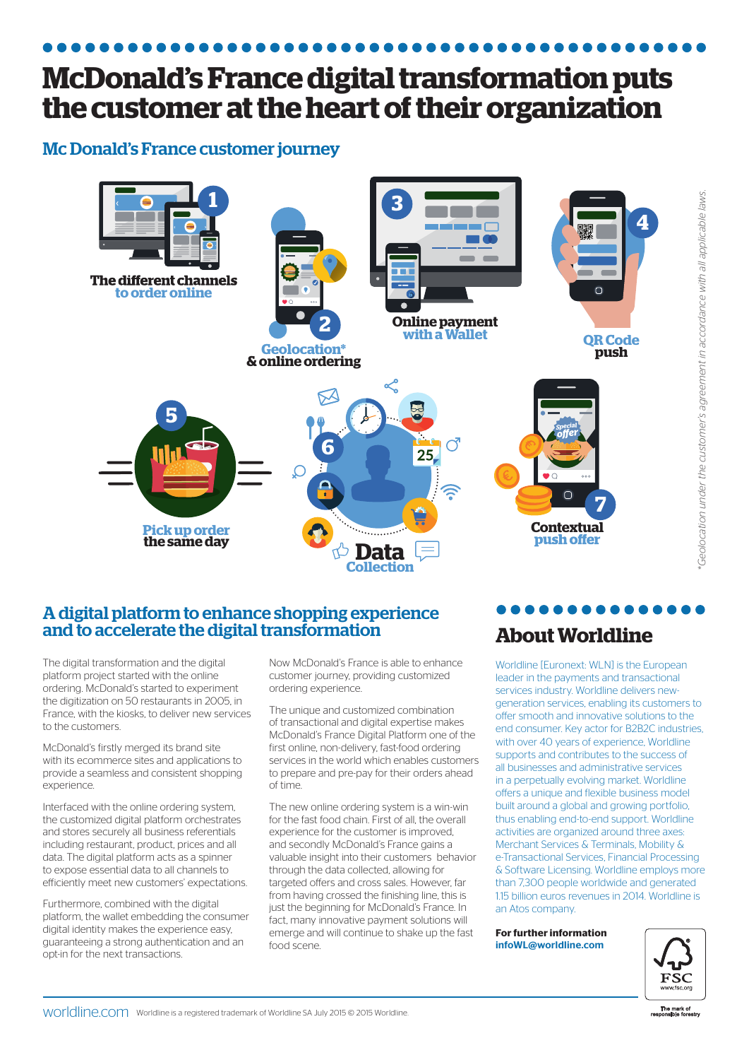# McDonald's France digital transformation puts the customer at the heart of their organization

## Mc Donald's France customer journey

1 The different channels to order online

2 Geolocation* & online ordering

3 Online payment with a Wallet

4 QR Code push

5 Pick up order the same day

6 Data Collection

7 Contextual push offer

*Geolocation under the customer's agreement in accordance with all applicable laws.

## A digital platform to enhance shopping experience and to accelerate the digital transformation

The digital transformation and the digital platform project started with the online ordering. McDonald's started to experiment the digitization on 50 restaurants in 2005, in France, with the kiosks, to deliver new services to the customers.

McDonald's firstly merged its brand site with its ecommerce sites and applications to provide a seamless and consistent shopping experience.

Interfaced with the online ordering system, the customized digital platform orchestrates and stores securely all business referentials including restaurant, product, prices and all data. The digital platform acts as a spinner to expose essential data to all channels to efficiently meet new customers' expectations.

Furthermore, combined with the digital platform, the wallet embedding the consumer digital identity makes the experience easy, guaranteeing a strong authentication and an opt-in for the next transactions.

Now McDonald's France is able to enhance customer journey, providing customized ordering experience.

The unique and customized combination of transactional and digital expertise makes McDonald's France Digital Platform one of the first online, non-delivery, fast-food ordering services in the world which enables customers to prepare and pre-pay for their orders ahead of time.

The new online ordering system is a win-win for the fast food chain. First of all, the overall experience for the customer is improved, and secondly McDonald's France gains a valuable insight into their customers behavior through the data collected, allowing for targeted offers and cross sales. However, far from having crossed the finishing line, this is just the beginning for McDonald's France. In fact, many innovative payment solutions will emerge and will continue to shake up the fast food scene.

## About Worldline

Worldline [Euronext: WLN] is the European leader in the payments and transactional services industry. Worldline delivers new-generation services, enabling its customers to offer smooth and innovative solutions to the end consumer. Key actor for B2B2C industries, with over 40 years of experience, Worldline supports and contributes to the success of all businesses and administrative services in a perpetually evolving market. Worldline offers a unique and flexible business model built around a global and growing portfolio, thus enabling end-to-end support. Worldline activities are organized around three axes: Merchant Services & Terminals, Mobility & e-Transactional Services, Financial Processing & Software Licensing. Worldline employs more than 7,300 people worldwide and generated 1.15 billion euros revenues in 2014. Worldline is an Atos company.

**For further information**
**infoWL@worldline.com**

FSC www.fsc.org
The mark of responsible forestry

worldline.com Worldline is a registered trademark of Worldline SA July 2015 © 2015 Worldline.